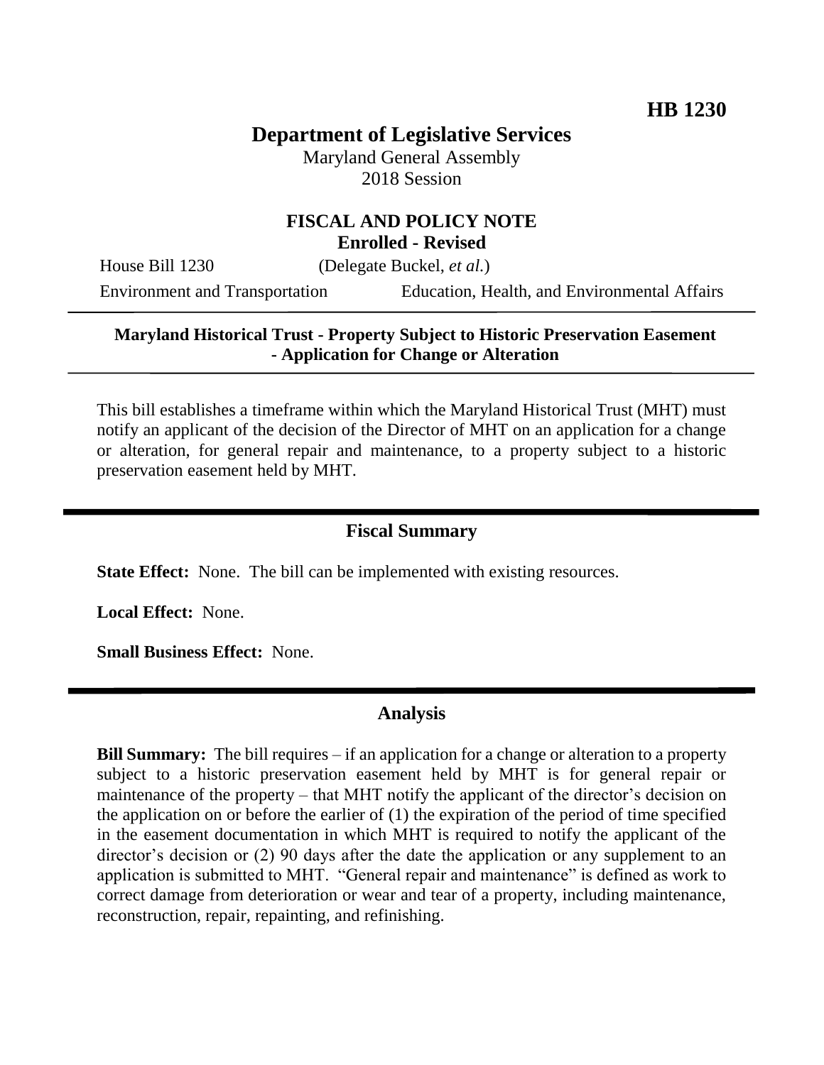**HB 1230**

# Department of Legislative Services

Maryland General Assembly
2018 Session

## FISCAL AND POLICY NOTE
**Enrolled - Revised**

House Bill 1230 (Delegate Buckel, *et al.*)

Environment and Transportation Education, Health, and Environmental Affairs

**Maryland Historical Trust - Property Subject to Historic Preservation Easement - Application for Change or Alteration**

This bill establishes a timeframe within which the Maryland Historical Trust (MHT) must notify an applicant of the decision of the Director of MHT on an application for a change or alteration, for general repair and maintenance, to a property subject to a historic preservation easement held by MHT.

## Fiscal Summary

**State Effect:** None. The bill can be implemented with existing resources.

**Local Effect:** None.

**Small Business Effect:** None.

## Analysis

**Bill Summary:** The bill requires – if an application for a change or alteration to a property subject to a historic preservation easement held by MHT is for general repair or maintenance of the property – that MHT notify the applicant of the director's decision on the application on or before the earlier of (1) the expiration of the period of time specified in the easement documentation in which MHT is required to notify the applicant of the director's decision or (2) 90 days after the date the application or any supplement to an application is submitted to MHT. "General repair and maintenance" is defined as work to correct damage from deterioration or wear and tear of a property, including maintenance, reconstruction, repair, repainting, and refinishing.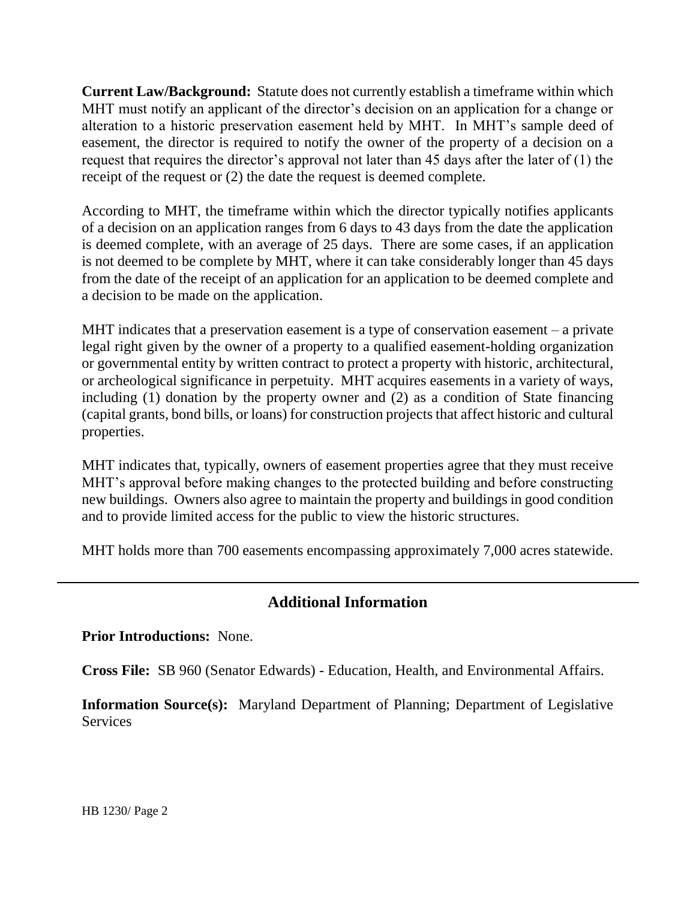**Current Law/Background:** Statute does not currently establish a timeframe within which MHT must notify an applicant of the director's decision on an application for a change or alteration to a historic preservation easement held by MHT. In MHT's sample deed of easement, the director is required to notify the owner of the property of a decision on a request that requires the director's approval not later than 45 days after the later of (1) the receipt of the request or (2) the date the request is deemed complete.

According to MHT, the timeframe within which the director typically notifies applicants of a decision on an application ranges from 6 days to 43 days from the date the application is deemed complete, with an average of 25 days. There are some cases, if an application is not deemed to be complete by MHT, where it can take considerably longer than 45 days from the date of the receipt of an application for an application to be deemed complete and a decision to be made on the application.

MHT indicates that a preservation easement is a type of conservation easement – a private legal right given by the owner of a property to a qualified easement-holding organization or governmental entity by written contract to protect a property with historic, architectural, or archeological significance in perpetuity. MHT acquires easements in a variety of ways, including (1) donation by the property owner and (2) as a condition of State financing (capital grants, bond bills, or loans) for construction projects that affect historic and cultural properties.

MHT indicates that, typically, owners of easement properties agree that they must receive MHT's approval before making changes to the protected building and before constructing new buildings. Owners also agree to maintain the property and buildings in good condition and to provide limited access for the public to view the historic structures.

MHT holds more than 700 easements encompassing approximately 7,000 acres statewide.

## Additional Information

**Prior Introductions:** None.

**Cross File:** SB 960 (Senator Edwards) - Education, Health, and Environmental Affairs.

**Information Source(s):** Maryland Department of Planning; Department of Legislative Services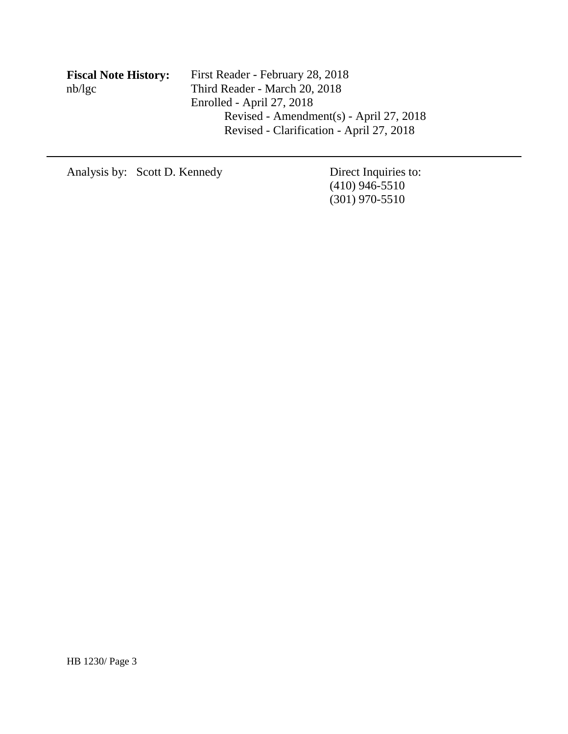**Fiscal Note History:** First Reader - February 28, 2018
nb/lgc Third Reader - March 20, 2018
Enrolled - April 27, 2018
Revised - Amendment(s) - April 27, 2018
Revised - Clarification - April 27, 2018

---

Analysis by: Scott D. Kennedy

Direct Inquiries to:
(410) 946-5510
(301) 970-5510